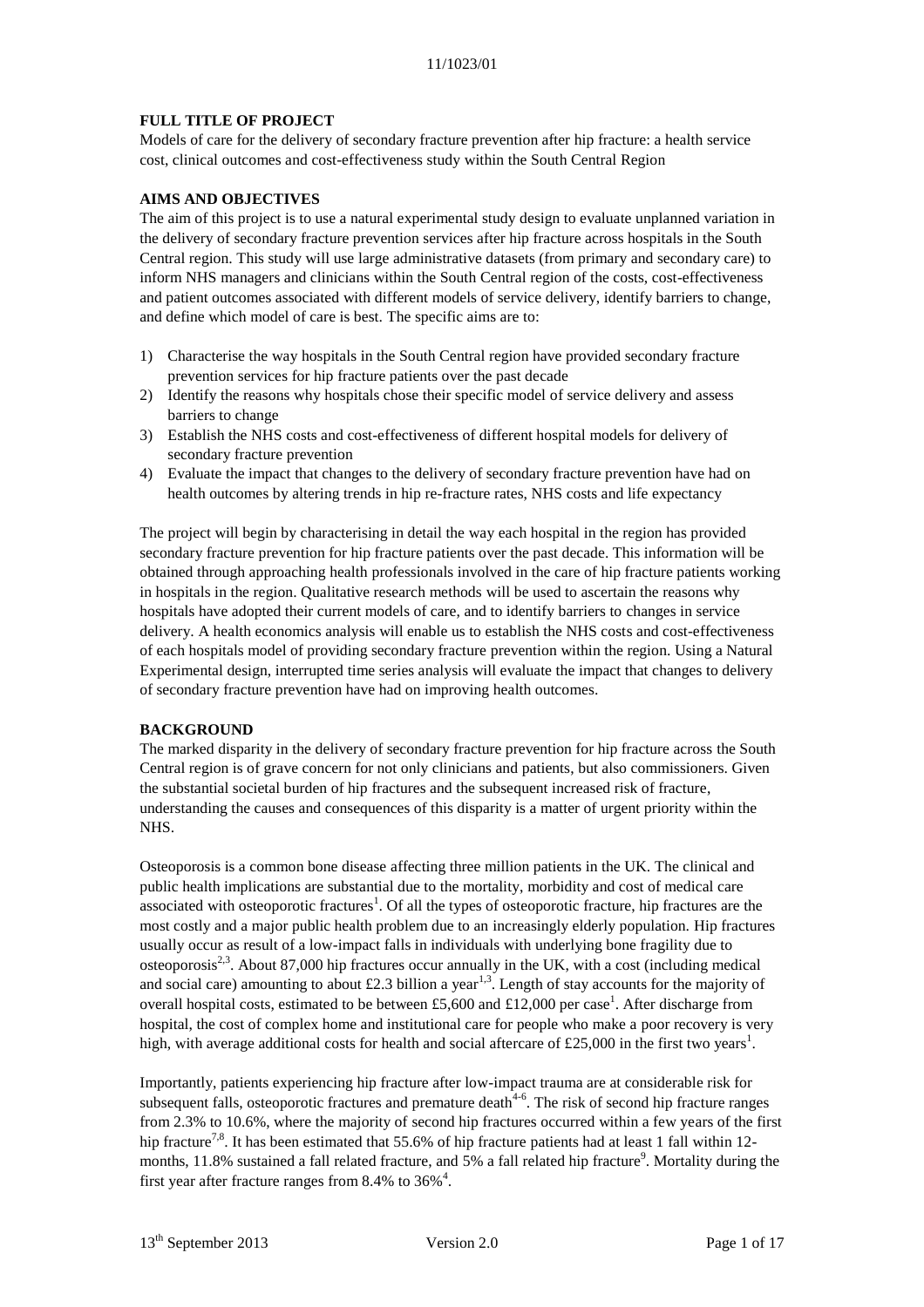**FULL TITLE OF PROJECT**

Models of care for the delivery of secondary fracture prevention after hip fracture: a health service cost, clinical outcomes and cost-effectiveness study within the South Central Region

**AIMS AND OBJECTIVES**

The aim of this project is to use a natural experimental study design to evaluate unplanned variation in the delivery of secondary fracture prevention services after hip fracture across hospitals in the South Central region. This study will use large administrative datasets (from primary and secondary care) to inform NHS managers and clinicians within the South Central region of the costs, cost-effectiveness and patient outcomes associated with different models of service delivery, identify barriers to change, and define which model of care is best. The specific aims are to:

1) Characterise the way hospitals in the South Central region have provided secondary fracture prevention services for hip fracture patients over the past decade
2) Identify the reasons why hospitals chose their specific model of service delivery and assess barriers to change
3) Establish the NHS costs and cost-effectiveness of different hospital models for delivery of secondary fracture prevention
4) Evaluate the impact that changes to the delivery of secondary fracture prevention have had on health outcomes by altering trends in hip re-fracture rates, NHS costs and life expectancy

The project will begin by characterising in detail the way each hospital in the region has provided secondary fracture prevention for hip fracture patients over the past decade. This information will be obtained through approaching health professionals involved in the care of hip fracture patients working in hospitals in the region. Qualitative research methods will be used to ascertain the reasons why hospitals have adopted their current models of care, and to identify barriers to changes in service delivery. A health economics analysis will enable us to establish the NHS costs and cost-effectiveness of each hospitals model of providing secondary fracture prevention within the region. Using a Natural Experimental design, interrupted time series analysis will evaluate the impact that changes to delivery of secondary fracture prevention have had on improving health outcomes.

**BACKGROUND**

The marked disparity in the delivery of secondary fracture prevention for hip fracture across the South Central region is of grave concern for not only clinicians and patients, but also commissioners. Given the substantial societal burden of hip fractures and the subsequent increased risk of fracture, understanding the causes and consequences of this disparity is a matter of urgent priority within the NHS.

Osteoporosis is a common bone disease affecting three million patients in the UK. The clinical and public health implications are substantial due to the mortality, morbidity and cost of medical care associated with osteoporotic fractures[1]. Of all the types of osteoporotic fracture, hip fractures are the most costly and a major public health problem due to an increasingly elderly population. Hip fractures usually occur as result of a low-impact falls in individuals with underlying bone fragility due to osteoporosis[2,3]. About 87,000 hip fractures occur annually in the UK, with a cost (including medical and social care) amounting to about £2.3 billion a year[1,3]. Length of stay accounts for the majority of overall hospital costs, estimated to be between £5,600 and £12,000 per case[1]. After discharge from hospital, the cost of complex home and institutional care for people who make a poor recovery is very high, with average additional costs for health and social aftercare of £25,000 in the first two years[1].

Importantly, patients experiencing hip fracture after low-impact trauma are at considerable risk for subsequent falls, osteoporotic fractures and premature death[4-6]. The risk of second hip fracture ranges from 2.3% to 10.6%, where the majority of second hip fractures occurred within a few years of the first hip fracture[7,8]. It has been estimated that 55.6% of hip fracture patients had at least 1 fall within 12-months, 11.8% sustained a fall related fracture, and 5% a fall related hip fracture[9]. Mortality during the first year after fracture ranges from 8.4% to 36%[4].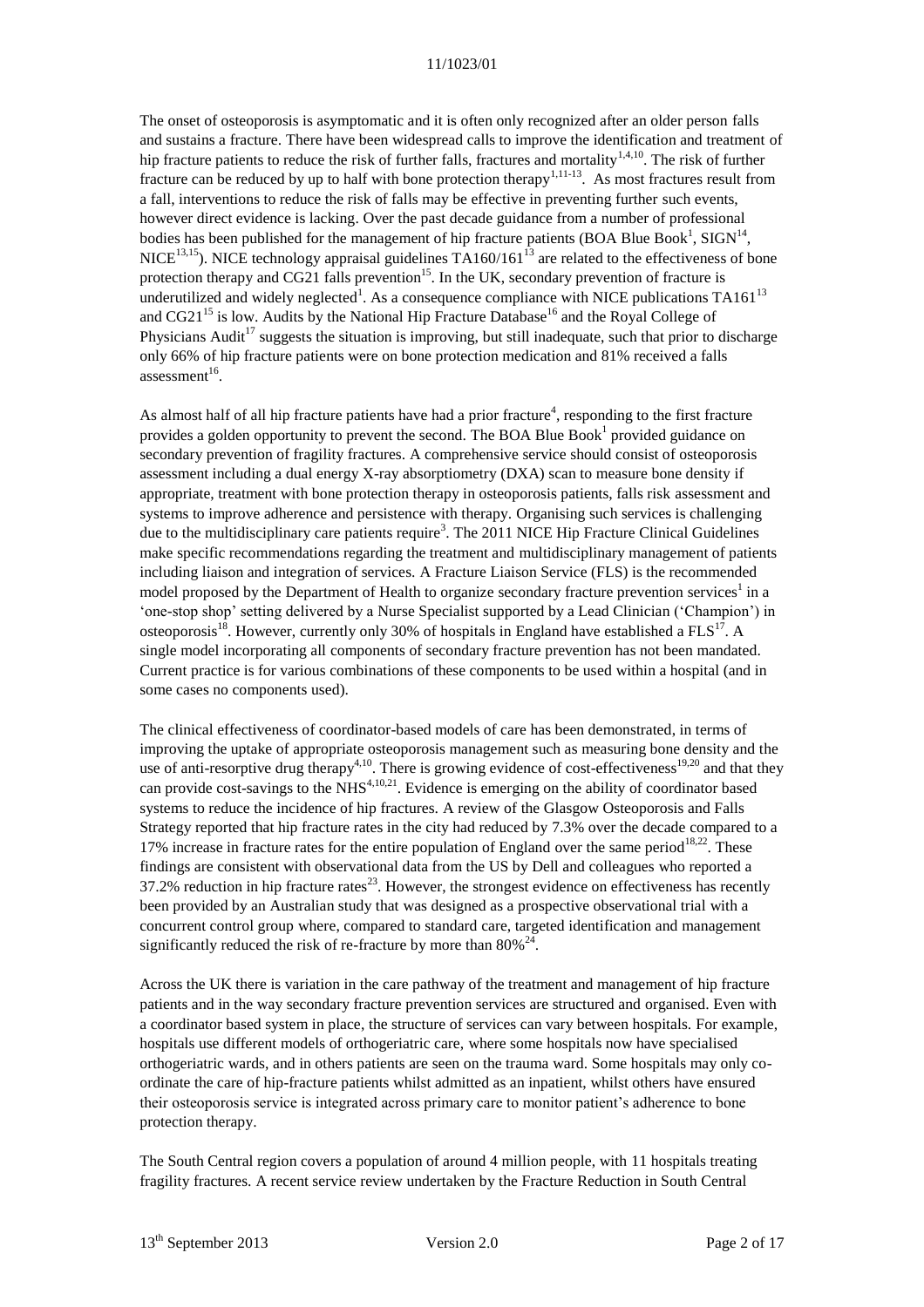The onset of osteoporosis is asymptomatic and it is often only recognized after an older person falls and sustains a fracture. There have been widespread calls to improve the identification and treatment of hip fracture patients to reduce the risk of further falls, fractures and mortality[1,4,10]. The risk of further fracture can be reduced by up to half with bone protection therapy[1,11-13]. As most fractures result from a fall, interventions to reduce the risk of falls may be effective in preventing further such events, however direct evidence is lacking. Over the past decade guidance from a number of professional bodies has been published for the management of hip fracture patients (BOA Blue Book[1], SIGN[14], NICE[13,15]). NICE technology appraisal guidelines TA160/161[13] are related to the effectiveness of bone protection therapy and CG21 falls prevention[15]. In the UK, secondary prevention of fracture is underutilized and widely neglected[1]. As a consequence compliance with NICE publications TA161[13] and CG21[15] is low. Audits by the National Hip Fracture Database[16] and the Royal College of Physicians Audit[17] suggests the situation is improving, but still inadequate, such that prior to discharge only 66% of hip fracture patients were on bone protection medication and 81% received a falls assessment[16].

As almost half of all hip fracture patients have had a prior fracture[4], responding to the first fracture provides a golden opportunity to prevent the second. The BOA Blue Book[1] provided guidance on secondary prevention of fragility fractures. A comprehensive service should consist of osteoporosis assessment including a dual energy X-ray absorptiometry (DXA) scan to measure bone density if appropriate, treatment with bone protection therapy in osteoporosis patients, falls risk assessment and systems to improve adherence and persistence with therapy. Organising such services is challenging due to the multidisciplinary care patients require[3]. The 2011 NICE Hip Fracture Clinical Guidelines make specific recommendations regarding the treatment and multidisciplinary management of patients including liaison and integration of services. A Fracture Liaison Service (FLS) is the recommended model proposed by the Department of Health to organize secondary fracture prevention services[1] in a 'one-stop shop' setting delivered by a Nurse Specialist supported by a Lead Clinician ('Champion') in osteoporosis[18]. However, currently only 30% of hospitals in England have established a FLS[17]. A single model incorporating all components of secondary fracture prevention has not been mandated. Current practice is for various combinations of these components to be used within a hospital (and in some cases no components used).

The clinical effectiveness of coordinator-based models of care has been demonstrated, in terms of improving the uptake of appropriate osteoporosis management such as measuring bone density and the use of anti-resorptive drug therapy[4,10]. There is growing evidence of cost-effectiveness[19,20] and that they can provide cost-savings to the NHS[4,10,21]. Evidence is emerging on the ability of coordinator based systems to reduce the incidence of hip fractures. A review of the Glasgow Osteoporosis and Falls Strategy reported that hip fracture rates in the city had reduced by 7.3% over the decade compared to a 17% increase in fracture rates for the entire population of England over the same period[18,22]. These findings are consistent with observational data from the US by Dell and colleagues who reported a 37.2% reduction in hip fracture rates[23]. However, the strongest evidence on effectiveness has recently been provided by an Australian study that was designed as a prospective observational trial with a concurrent control group where, compared to standard care, targeted identification and management significantly reduced the risk of re-fracture by more than 80%[24].

Across the UK there is variation in the care pathway of the treatment and management of hip fracture patients and in the way secondary fracture prevention services are structured and organised. Even with a coordinator based system in place, the structure of services can vary between hospitals. For example, hospitals use different models of orthogeriatric care, where some hospitals now have specialised orthogeriatric wards, and in others patients are seen on the trauma ward. Some hospitals may only co-ordinate the care of hip-fracture patients whilst admitted as an inpatient, whilst others have ensured their osteoporosis service is integrated across primary care to monitor patient's adherence to bone protection therapy.

The South Central region covers a population of around 4 million people, with 11 hospitals treating fragility fractures. A recent service review undertaken by the Fracture Reduction in South Central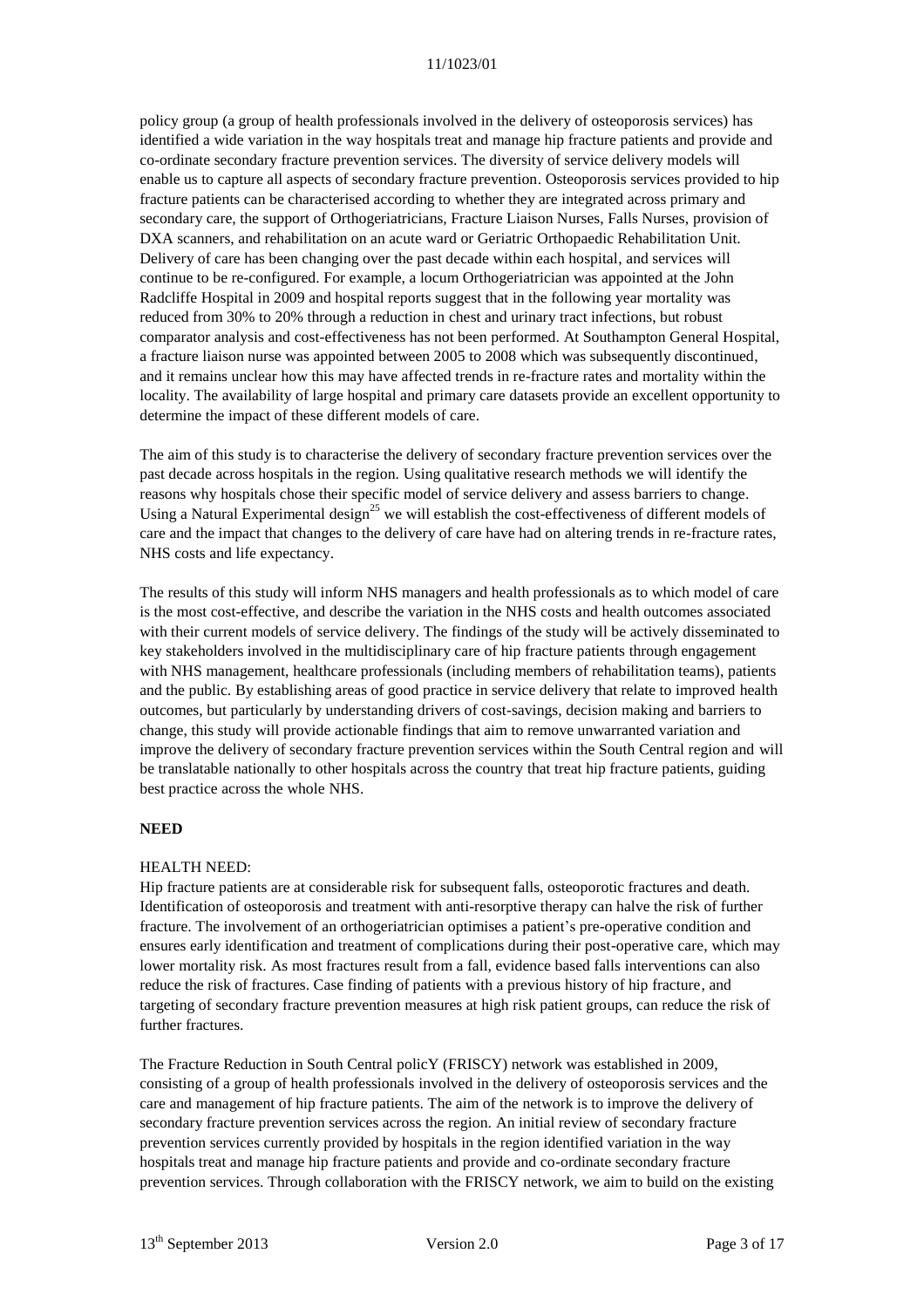policy group (a group of health professionals involved in the delivery of osteoporosis services) has identified a wide variation in the way hospitals treat and manage hip fracture patients and provide and co-ordinate secondary fracture prevention services. The diversity of service delivery models will enable us to capture all aspects of secondary fracture prevention. Osteoporosis services provided to hip fracture patients can be characterised according to whether they are integrated across primary and secondary care, the support of Orthogeriatricians, Fracture Liaison Nurses, Falls Nurses, provision of DXA scanners, and rehabilitation on an acute ward or Geriatric Orthopaedic Rehabilitation Unit. Delivery of care has been changing over the past decade within each hospital, and services will continue to be re-configured. For example, a locum Orthogeriatrician was appointed at the John Radcliffe Hospital in 2009 and hospital reports suggest that in the following year mortality was reduced from 30% to 20% through a reduction in chest and urinary tract infections, but robust comparator analysis and cost-effectiveness has not been performed. At Southampton General Hospital, a fracture liaison nurse was appointed between 2005 to 2008 which was subsequently discontinued, and it remains unclear how this may have affected trends in re-fracture rates and mortality within the locality. The availability of large hospital and primary care datasets provide an excellent opportunity to determine the impact of these different models of care.

The aim of this study is to characterise the delivery of secondary fracture prevention services over the past decade across hospitals in the region. Using qualitative research methods we will identify the reasons why hospitals chose their specific model of service delivery and assess barriers to change. Using a Natural Experimental design[25] we will establish the cost-effectiveness of different models of care and the impact that changes to the delivery of care have had on altering trends in re-fracture rates, NHS costs and life expectancy.

The results of this study will inform NHS managers and health professionals as to which model of care is the most cost-effective, and describe the variation in the NHS costs and health outcomes associated with their current models of service delivery. The findings of the study will be actively disseminated to key stakeholders involved in the multidisciplinary care of hip fracture patients through engagement with NHS management, healthcare professionals (including members of rehabilitation teams), patients and the public. By establishing areas of good practice in service delivery that relate to improved health outcomes, but particularly by understanding drivers of cost-savings, decision making and barriers to change, this study will provide actionable findings that aim to remove unwarranted variation and improve the delivery of secondary fracture prevention services within the South Central region and will be translatable nationally to other hospitals across the country that treat hip fracture patients, guiding best practice across the whole NHS.

## NEED

### HEALTH NEED:

Hip fracture patients are at considerable risk for subsequent falls, osteoporotic fractures and death. Identification of osteoporosis and treatment with anti-resorptive therapy can halve the risk of further fracture. The involvement of an orthogeriatrician optimises a patient's pre-operative condition and ensures early identification and treatment of complications during their post-operative care, which may lower mortality risk. As most fractures result from a fall, evidence based falls interventions can also reduce the risk of fractures. Case finding of patients with a previous history of hip fracture, and targeting of secondary fracture prevention measures at high risk patient groups, can reduce the risk of further fractures.

The Fracture Reduction in South Central policY (FRISCY) network was established in 2009, consisting of a group of health professionals involved in the delivery of osteoporosis services and the care and management of hip fracture patients. The aim of the network is to improve the delivery of secondary fracture prevention services across the region. An initial review of secondary fracture prevention services currently provided by hospitals in the region identified variation in the way hospitals treat and manage hip fracture patients and provide and co-ordinate secondary fracture prevention services. Through collaboration with the FRISCY network, we aim to build on the existing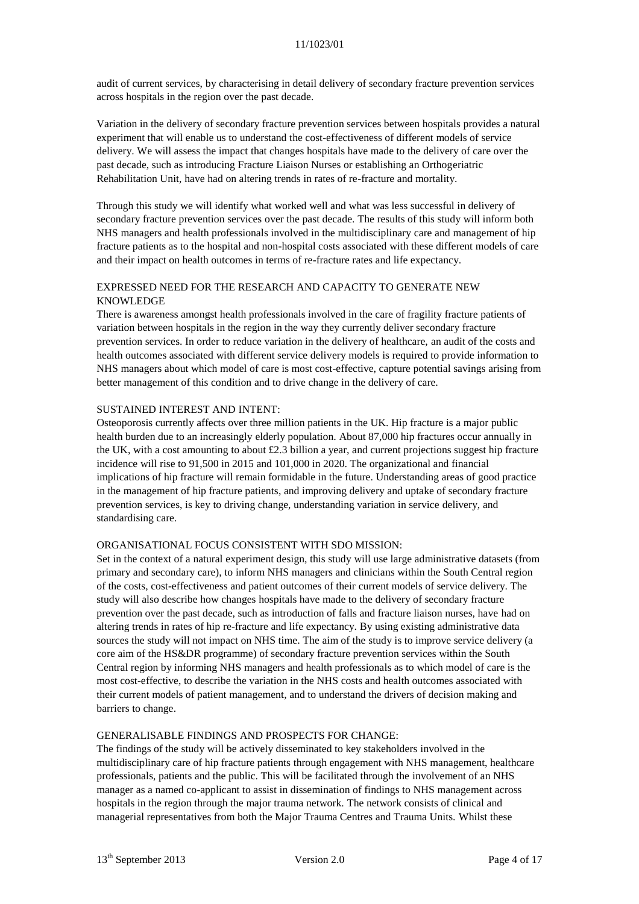audit of current services, by characterising in detail delivery of secondary fracture prevention services across hospitals in the region over the past decade.

Variation in the delivery of secondary fracture prevention services between hospitals provides a natural experiment that will enable us to understand the cost-effectiveness of different models of service delivery. We will assess the impact that changes hospitals have made to the delivery of care over the past decade, such as introducing Fracture Liaison Nurses or establishing an Orthogeriatric Rehabilitation Unit, have had on altering trends in rates of re-fracture and mortality.

Through this study we will identify what worked well and what was less successful in delivery of secondary fracture prevention services over the past decade. The results of this study will inform both NHS managers and health professionals involved in the multidisciplinary care and management of hip fracture patients as to the hospital and non-hospital costs associated with these different models of care and their impact on health outcomes in terms of re-fracture rates and life expectancy.

## EXPRESSED NEED FOR THE RESEARCH AND CAPACITY TO GENERATE NEW KNOWLEDGE

There is awareness amongst health professionals involved in the care of fragility fracture patients of variation between hospitals in the region in the way they currently deliver secondary fracture prevention services. In order to reduce variation in the delivery of healthcare, an audit of the costs and health outcomes associated with different service delivery models is required to provide information to NHS managers about which model of care is most cost-effective, capture potential savings arising from better management of this condition and to drive change in the delivery of care.

## SUSTAINED INTEREST AND INTENT:

Osteoporosis currently affects over three million patients in the UK. Hip fracture is a major public health burden due to an increasingly elderly population. About 87,000 hip fractures occur annually in the UK, with a cost amounting to about £2.3 billion a year, and current projections suggest hip fracture incidence will rise to 91,500 in 2015 and 101,000 in 2020. The organizational and financial implications of hip fracture will remain formidable in the future. Understanding areas of good practice in the management of hip fracture patients, and improving delivery and uptake of secondary fracture prevention services, is key to driving change, understanding variation in service delivery, and standardising care.

## ORGANISATIONAL FOCUS CONSISTENT WITH SDO MISSION:

Set in the context of a natural experiment design, this study will use large administrative datasets (from primary and secondary care), to inform NHS managers and clinicians within the South Central region of the costs, cost-effectiveness and patient outcomes of their current models of service delivery. The study will also describe how changes hospitals have made to the delivery of secondary fracture prevention over the past decade, such as introduction of falls and fracture liaison nurses, have had on altering trends in rates of hip re-fracture and life expectancy. By using existing administrative data sources the study will not impact on NHS time. The aim of the study is to improve service delivery (a core aim of the HS&DR programme) of secondary fracture prevention services within the South Central region by informing NHS managers and health professionals as to which model of care is the most cost-effective, to describe the variation in the NHS costs and health outcomes associated with their current models of patient management, and to understand the drivers of decision making and barriers to change.

## GENERALISABLE FINDINGS AND PROSPECTS FOR CHANGE:

The findings of the study will be actively disseminated to key stakeholders involved in the multidisciplinary care of hip fracture patients through engagement with NHS management, healthcare professionals, patients and the public. This will be facilitated through the involvement of an NHS manager as a named co-applicant to assist in dissemination of findings to NHS management across hospitals in the region through the major trauma network. The network consists of clinical and managerial representatives from both the Major Trauma Centres and Trauma Units. Whilst these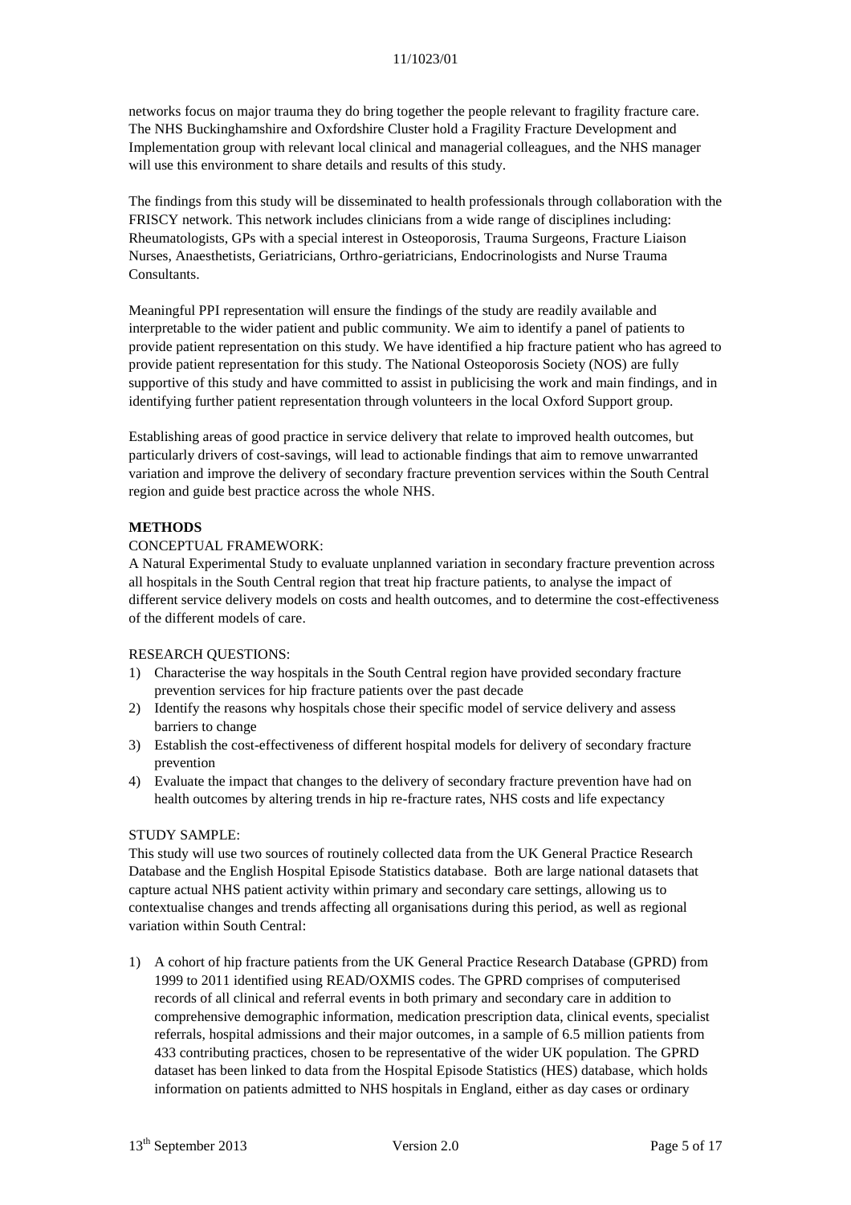networks focus on major trauma they do bring together the people relevant to fragility fracture care. The NHS Buckinghamshire and Oxfordshire Cluster hold a Fragility Fracture Development and Implementation group with relevant local clinical and managerial colleagues, and the NHS manager will use this environment to share details and results of this study.

The findings from this study will be disseminated to health professionals through collaboration with the FRISCY network. This network includes clinicians from a wide range of disciplines including: Rheumatologists, GPs with a special interest in Osteoporosis, Trauma Surgeons, Fracture Liaison Nurses, Anaesthetists, Geriatricians, Orthro-geriatricians, Endocrinologists and Nurse Trauma Consultants.

Meaningful PPI representation will ensure the findings of the study are readily available and interpretable to the wider patient and public community. We aim to identify a panel of patients to provide patient representation on this study. We have identified a hip fracture patient who has agreed to provide patient representation for this study. The National Osteoporosis Society (NOS) are fully supportive of this study and have committed to assist in publicising the work and main findings, and in identifying further patient representation through volunteers in the local Oxford Support group.

Establishing areas of good practice in service delivery that relate to improved health outcomes, but particularly drivers of cost-savings, will lead to actionable findings that aim to remove unwarranted variation and improve the delivery of secondary fracture prevention services within the South Central region and guide best practice across the whole NHS.

## METHODS

CONCEPTUAL FRAMEWORK:

A Natural Experimental Study to evaluate unplanned variation in secondary fracture prevention across all hospitals in the South Central region that treat hip fracture patients, to analyse the impact of different service delivery models on costs and health outcomes, and to determine the cost-effectiveness of the different models of care.

RESEARCH QUESTIONS:

1) Characterise the way hospitals in the South Central region have provided secondary fracture prevention services for hip fracture patients over the past decade
2) Identify the reasons why hospitals chose their specific model of service delivery and assess barriers to change
3) Establish the cost-effectiveness of different hospital models for delivery of secondary fracture prevention
4) Evaluate the impact that changes to the delivery of secondary fracture prevention have had on health outcomes by altering trends in hip re-fracture rates, NHS costs and life expectancy

STUDY SAMPLE:

This study will use two sources of routinely collected data from the UK General Practice Research Database and the English Hospital Episode Statistics database. Both are large national datasets that capture actual NHS patient activity within primary and secondary care settings, allowing us to contextualise changes and trends affecting all organisations during this period, as well as regional variation within South Central:

1) A cohort of hip fracture patients from the UK General Practice Research Database (GPRD) from 1999 to 2011 identified using READ/OXMIS codes. The GPRD comprises of computerised records of all clinical and referral events in both primary and secondary care in addition to comprehensive demographic information, medication prescription data, clinical events, specialist referrals, hospital admissions and their major outcomes, in a sample of 6.5 million patients from 433 contributing practices, chosen to be representative of the wider UK population. The GPRD dataset has been linked to data from the Hospital Episode Statistics (HES) database, which holds information on patients admitted to NHS hospitals in England, either as day cases or ordinary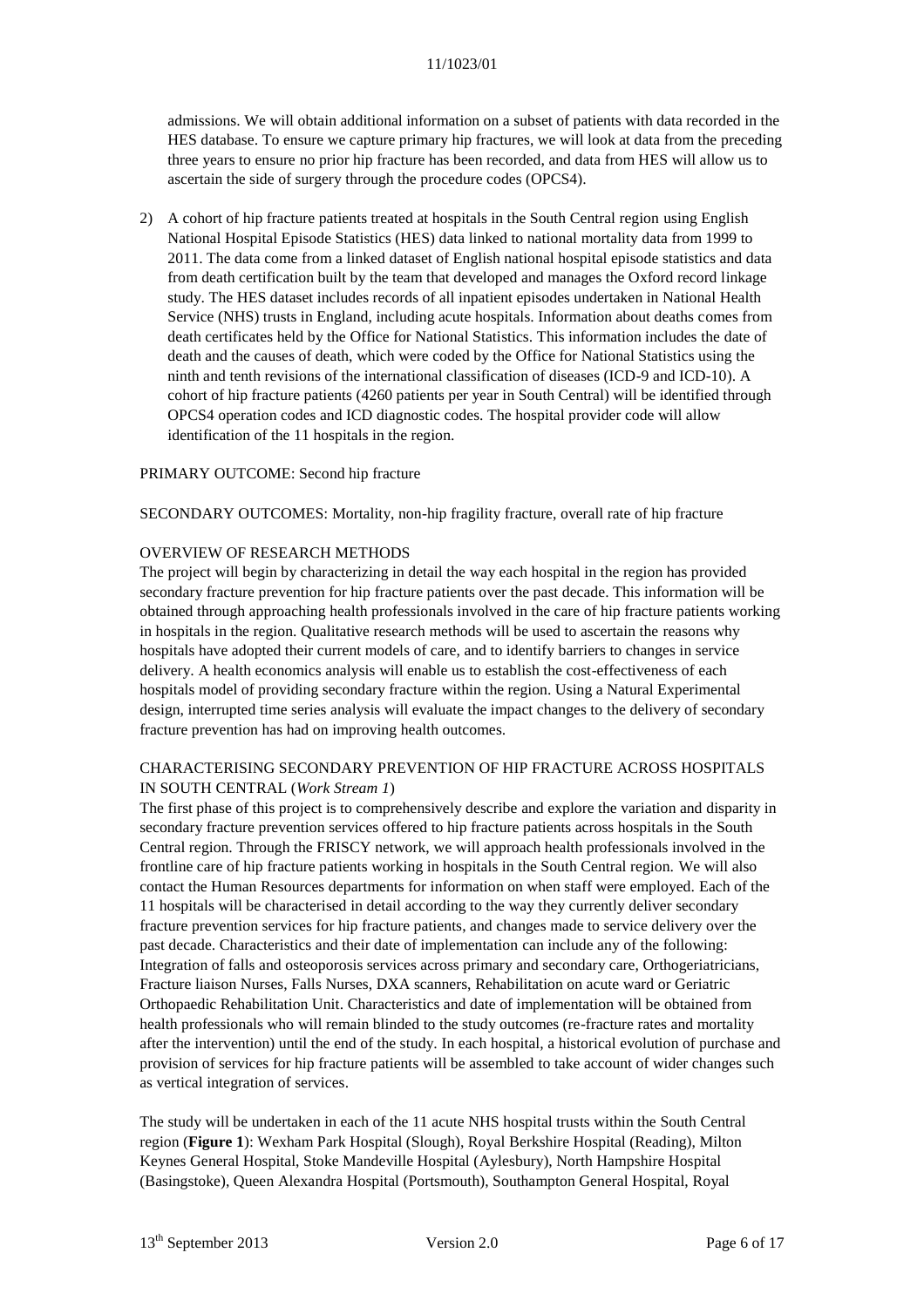admissions. We will obtain additional information on a subset of patients with data recorded in the HES database. To ensure we capture primary hip fractures, we will look at data from the preceding three years to ensure no prior hip fracture has been recorded, and data from HES will allow us to ascertain the side of surgery through the procedure codes (OPCS4).

2) A cohort of hip fracture patients treated at hospitals in the South Central region using English National Hospital Episode Statistics (HES) data linked to national mortality data from 1999 to 2011. The data come from a linked dataset of English national hospital episode statistics and data from death certification built by the team that developed and manages the Oxford record linkage study. The HES dataset includes records of all inpatient episodes undertaken in National Health Service (NHS) trusts in England, including acute hospitals. Information about deaths comes from death certificates held by the Office for National Statistics. This information includes the date of death and the causes of death, which were coded by the Office for National Statistics using the ninth and tenth revisions of the international classification of diseases (ICD-9 and ICD-10). A cohort of hip fracture patients (4260 patients per year in South Central) will be identified through OPCS4 operation codes and ICD diagnostic codes. The hospital provider code will allow identification of the 11 hospitals in the region.

PRIMARY OUTCOME: Second hip fracture

SECONDARY OUTCOMES: Mortality, non-hip fragility fracture, overall rate of hip fracture

## OVERVIEW OF RESEARCH METHODS

The project will begin by characterizing in detail the way each hospital in the region has provided secondary fracture prevention for hip fracture patients over the past decade. This information will be obtained through approaching health professionals involved in the care of hip fracture patients working in hospitals in the region. Qualitative research methods will be used to ascertain the reasons why hospitals have adopted their current models of care, and to identify barriers to changes in service delivery. A health economics analysis will enable us to establish the cost-effectiveness of each hospitals model of providing secondary fracture within the region. Using a Natural Experimental design, interrupted time series analysis will evaluate the impact changes to the delivery of secondary fracture prevention has had on improving health outcomes.

## CHARACTERISING SECONDARY PREVENTION OF HIP FRACTURE ACROSS HOSPITALS IN SOUTH CENTRAL (*Work Stream 1*)

The first phase of this project is to comprehensively describe and explore the variation and disparity in secondary fracture prevention services offered to hip fracture patients across hospitals in the South Central region. Through the FRISCY network, we will approach health professionals involved in the frontline care of hip fracture patients working in hospitals in the South Central region. We will also contact the Human Resources departments for information on when staff were employed. Each of the 11 hospitals will be characterised in detail according to the way they currently deliver secondary fracture prevention services for hip fracture patients, and changes made to service delivery over the past decade. Characteristics and their date of implementation can include any of the following: Integration of falls and osteoporosis services across primary and secondary care, Orthogeriatricians, Fracture liaison Nurses, Falls Nurses, DXA scanners, Rehabilitation on acute ward or Geriatric Orthopaedic Rehabilitation Unit. Characteristics and date of implementation will be obtained from health professionals who will remain blinded to the study outcomes (re-fracture rates and mortality after the intervention) until the end of the study. In each hospital, a historical evolution of purchase and provision of services for hip fracture patients will be assembled to take account of wider changes such as vertical integration of services.

The study will be undertaken in each of the 11 acute NHS hospital trusts within the South Central region (**Figure 1**): Wexham Park Hospital (Slough), Royal Berkshire Hospital (Reading), Milton Keynes General Hospital, Stoke Mandeville Hospital (Aylesbury), North Hampshire Hospital (Basingstoke), Queen Alexandra Hospital (Portsmouth), Southampton General Hospital, Royal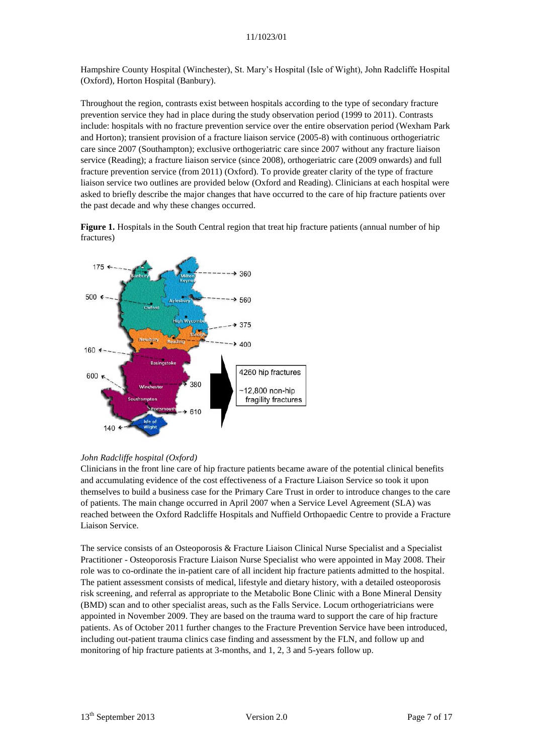Hampshire County Hospital (Winchester), St. Mary's Hospital (Isle of Wight), John Radcliffe Hospital (Oxford), Horton Hospital (Banbury).

Throughout the region, contrasts exist between hospitals according to the type of secondary fracture prevention service they had in place during the study observation period (1999 to 2011). Contrasts include: hospitals with no fracture prevention service over the entire observation period (Wexham Park and Horton); transient provision of a fracture liaison service (2005-8) with continuous orthogeriatric care since 2007 (Southampton); exclusive orthogeriatric care since 2007 without any fracture liaison service (Reading); a fracture liaison service (since 2008), orthogeriatric care (2009 onwards) and full fracture prevention service (from 2011) (Oxford). To provide greater clarity of the type of fracture liaison service two outlines are provided below (Oxford and Reading). Clinicians at each hospital were asked to briefly describe the major changes that have occurred to the care of hip fracture patients over the past decade and why these changes occurred.

**Figure 1.** Hospitals in the South Central region that treat hip fracture patients (annual number of hip fractures)

*John Radcliffe hospital (Oxford)*

Clinicians in the front line care of hip fracture patients became aware of the potential clinical benefits and accumulating evidence of the cost effectiveness of a Fracture Liaison Service so took it upon themselves to build a business case for the Primary Care Trust in order to introduce changes to the care of patients. The main change occurred in April 2007 when a Service Level Agreement (SLA) was reached between the Oxford Radcliffe Hospitals and Nuffield Orthopaedic Centre to provide a Fracture Liaison Service.

The service consists of an Osteoporosis & Fracture Liaison Clinical Nurse Specialist and a Specialist Practitioner - Osteoporosis Fracture Liaison Nurse Specialist who were appointed in May 2008. Their role was to co-ordinate the in-patient care of all incident hip fracture patients admitted to the hospital. The patient assessment consists of medical, lifestyle and dietary history, with a detailed osteoporosis risk screening, and referral as appropriate to the Metabolic Bone Clinic with a Bone Mineral Density (BMD) scan and to other specialist areas, such as the Falls Service. Locum orthogeriatricians were appointed in November 2009. They are based on the trauma ward to support the care of hip fracture patients. As of October 2011 further changes to the Fracture Prevention Service have been introduced, including out-patient trauma clinics case finding and assessment by the FLN, and follow up and monitoring of hip fracture patients at 3-months, and 1, 2, 3 and 5-years follow up.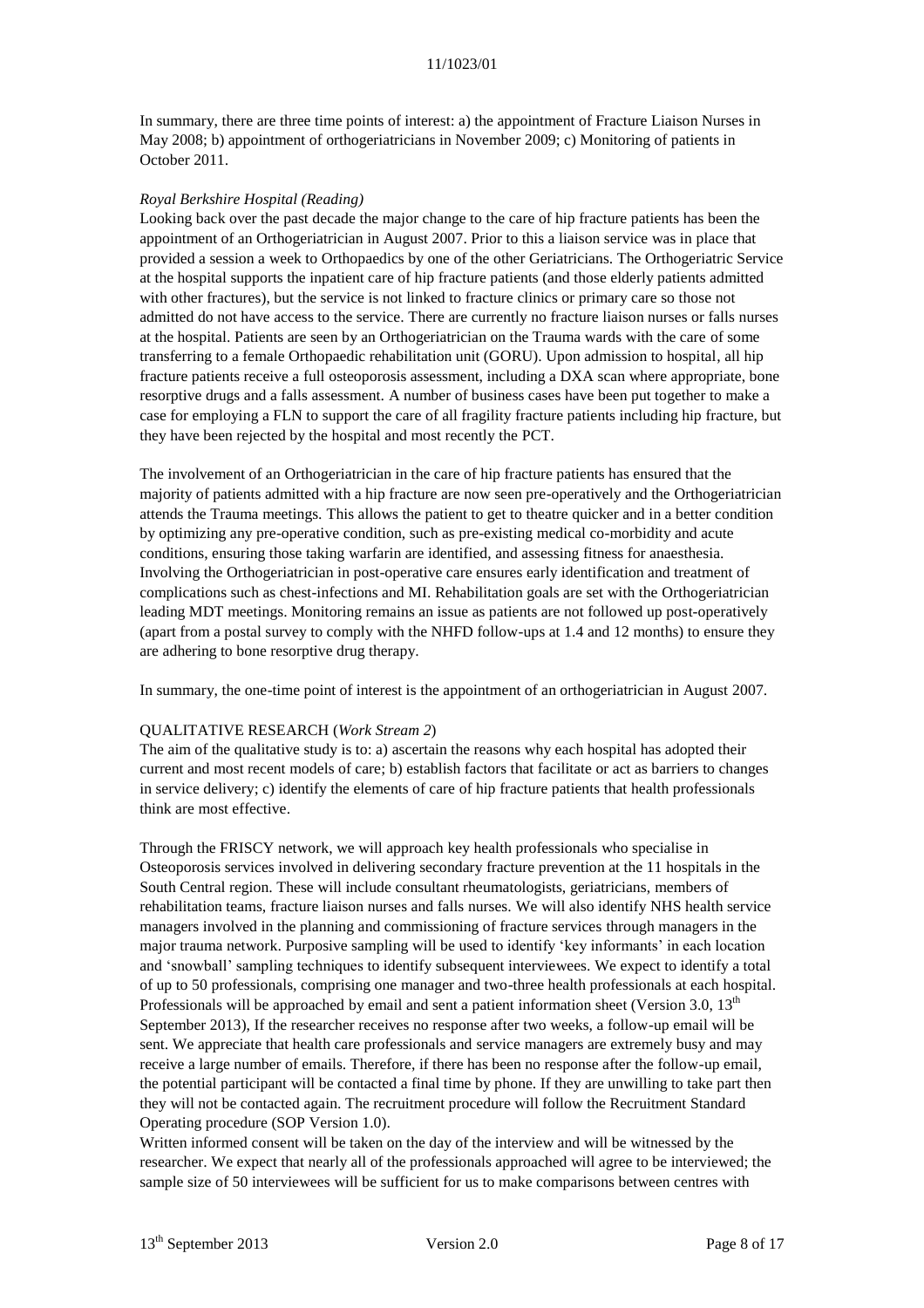In summary, there are three time points of interest: a) the appointment of Fracture Liaison Nurses in May 2008; b) appointment of orthogeriatricians in November 2009; c) Monitoring of patients in October 2011.

*Royal Berkshire Hospital (Reading)*

Looking back over the past decade the major change to the care of hip fracture patients has been the appointment of an Orthogeriatrician in August 2007. Prior to this a liaison service was in place that provided a session a week to Orthopaedics by one of the other Geriatricians. The Orthogeriatric Service at the hospital supports the inpatient care of hip fracture patients (and those elderly patients admitted with other fractures), but the service is not linked to fracture clinics or primary care so those not admitted do not have access to the service. There are currently no fracture liaison nurses or falls nurses at the hospital. Patients are seen by an Orthogeriatrician on the Trauma wards with the care of some transferring to a female Orthopaedic rehabilitation unit (GORU). Upon admission to hospital, all hip fracture patients receive a full osteoporosis assessment, including a DXA scan where appropriate, bone resorptive drugs and a falls assessment. A number of business cases have been put together to make a case for employing a FLN to support the care of all fragility fracture patients including hip fracture, but they have been rejected by the hospital and most recently the PCT.

The involvement of an Orthogeriatrician in the care of hip fracture patients has ensured that the majority of patients admitted with a hip fracture are now seen pre-operatively and the Orthogeriatrician attends the Trauma meetings. This allows the patient to get to theatre quicker and in a better condition by optimizing any pre-operative condition, such as pre-existing medical co-morbidity and acute conditions, ensuring those taking warfarin are identified, and assessing fitness for anaesthesia. Involving the Orthogeriatrician in post-operative care ensures early identification and treatment of complications such as chest-infections and MI. Rehabilitation goals are set with the Orthogeriatrician leading MDT meetings. Monitoring remains an issue as patients are not followed up post-operatively (apart from a postal survey to comply with the NHFD follow-ups at 1.4 and 12 months) to ensure they are adhering to bone resorptive drug therapy.

In summary, the one-time point of interest is the appointment of an orthogeriatrician in August 2007.

QUALITATIVE RESEARCH (*Work Stream 2*)

The aim of the qualitative study is to: a) ascertain the reasons why each hospital has adopted their current and most recent models of care; b) establish factors that facilitate or act as barriers to changes in service delivery; c) identify the elements of care of hip fracture patients that health professionals think are most effective.

Through the FRISCY network, we will approach key health professionals who specialise in Osteoporosis services involved in delivering secondary fracture prevention at the 11 hospitals in the South Central region. These will include consultant rheumatologists, geriatricians, members of rehabilitation teams, fracture liaison nurses and falls nurses. We will also identify NHS health service managers involved in the planning and commissioning of fracture services through managers in the major trauma network. Purposive sampling will be used to identify 'key informants' in each location and 'snowball' sampling techniques to identify subsequent interviewees. We expect to identify a total of up to 50 professionals, comprising one manager and two-three health professionals at each hospital. Professionals will be approached by email and sent a patient information sheet (Version 3.0, 13th September 2013), If the researcher receives no response after two weeks, a follow-up email will be sent. We appreciate that health care professionals and service managers are extremely busy and may receive a large number of emails. Therefore, if there has been no response after the follow-up email, the potential participant will be contacted a final time by phone. If they are unwilling to take part then they will not be contacted again. The recruitment procedure will follow the Recruitment Standard Operating procedure (SOP Version 1.0).

Written informed consent will be taken on the day of the interview and will be witnessed by the researcher. We expect that nearly all of the professionals approached will agree to be interviewed; the sample size of 50 interviewees will be sufficient for us to make comparisons between centres with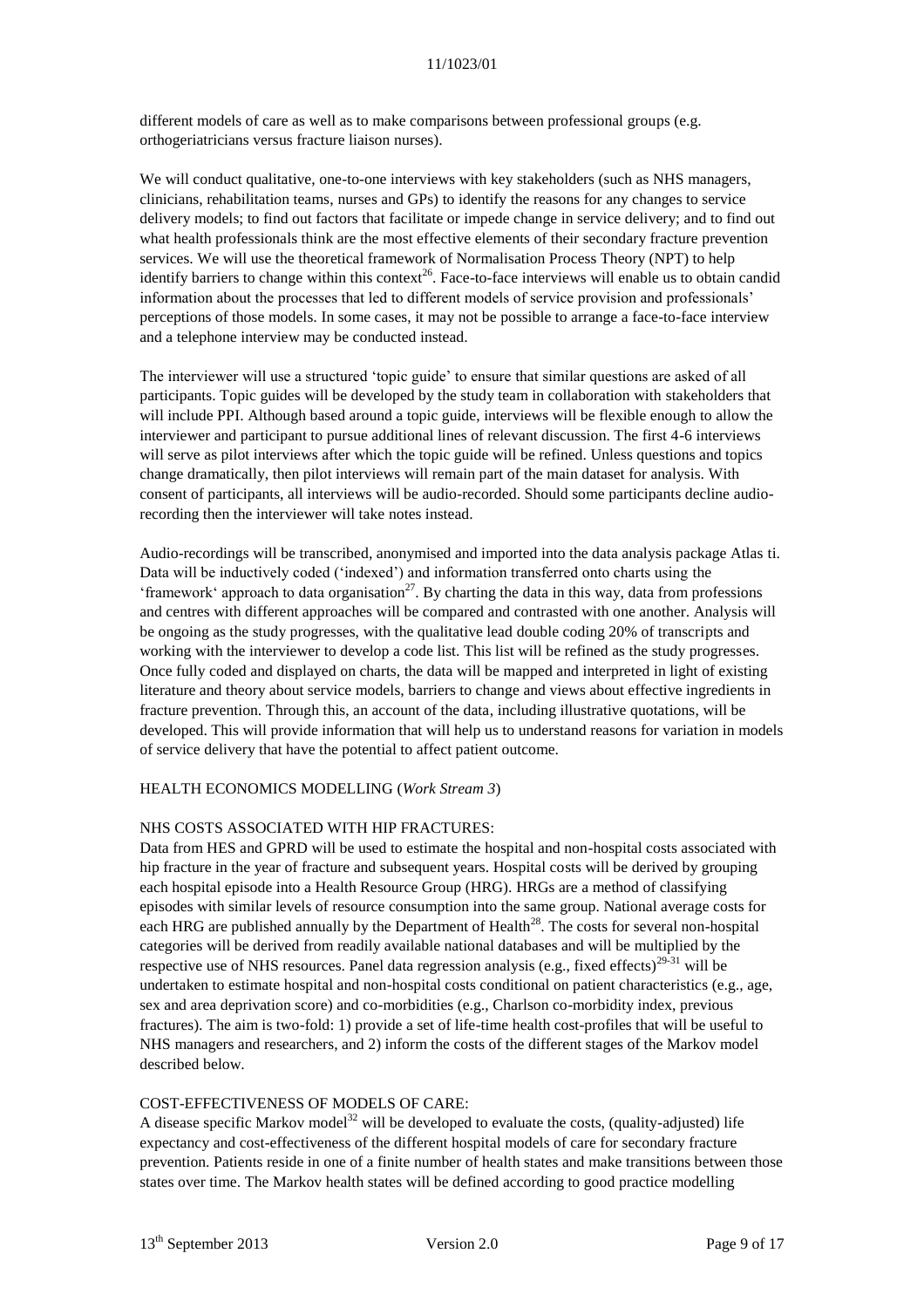different models of care as well as to make comparisons between professional groups (e.g. orthogeriatricians versus fracture liaison nurses).

We will conduct qualitative, one-to-one interviews with key stakeholders (such as NHS managers, clinicians, rehabilitation teams, nurses and GPs) to identify the reasons for any changes to service delivery models; to find out factors that facilitate or impede change in service delivery; and to find out what health professionals think are the most effective elements of their secondary fracture prevention services. We will use the theoretical framework of Normalisation Process Theory (NPT) to help identify barriers to change within this context[26]. Face-to-face interviews will enable us to obtain candid information about the processes that led to different models of service provision and professionals' perceptions of those models. In some cases, it may not be possible to arrange a face-to-face interview and a telephone interview may be conducted instead.

The interviewer will use a structured 'topic guide' to ensure that similar questions are asked of all participants. Topic guides will be developed by the study team in collaboration with stakeholders that will include PPI. Although based around a topic guide, interviews will be flexible enough to allow the interviewer and participant to pursue additional lines of relevant discussion. The first 4-6 interviews will serve as pilot interviews after which the topic guide will be refined. Unless questions and topics change dramatically, then pilot interviews will remain part of the main dataset for analysis. With consent of participants, all interviews will be audio-recorded. Should some participants decline audio-recording then the interviewer will take notes instead.

Audio-recordings will be transcribed, anonymised and imported into the data analysis package Atlas ti. Data will be inductively coded ('indexed') and information transferred onto charts using the 'framework' approach to data organisation[27]. By charting the data in this way, data from professions and centres with different approaches will be compared and contrasted with one another. Analysis will be ongoing as the study progresses, with the qualitative lead double coding 20% of transcripts and working with the interviewer to develop a code list. This list will be refined as the study progresses. Once fully coded and displayed on charts, the data will be mapped and interpreted in light of existing literature and theory about service models, barriers to change and views about effective ingredients in fracture prevention. Through this, an account of the data, including illustrative quotations, will be developed. This will provide information that will help us to understand reasons for variation in models of service delivery that have the potential to affect patient outcome.

HEALTH ECONOMICS MODELLING (*Work Stream 3*)

NHS COSTS ASSOCIATED WITH HIP FRACTURES:

Data from HES and GPRD will be used to estimate the hospital and non-hospital costs associated with hip fracture in the year of fracture and subsequent years. Hospital costs will be derived by grouping each hospital episode into a Health Resource Group (HRG). HRGs are a method of classifying episodes with similar levels of resource consumption into the same group. National average costs for each HRG are published annually by the Department of Health[28]. The costs for several non-hospital categories will be derived from readily available national databases and will be multiplied by the respective use of NHS resources. Panel data regression analysis (e.g., fixed effects)[29-31] will be undertaken to estimate hospital and non-hospital costs conditional on patient characteristics (e.g., age, sex and area deprivation score) and co-morbidities (e.g., Charlson co-morbidity index, previous fractures). The aim is two-fold: 1) provide a set of life-time health cost-profiles that will be useful to NHS managers and researchers, and 2) inform the costs of the different stages of the Markov model described below.

COST-EFFECTIVENESS OF MODELS OF CARE:

A disease specific Markov model[32] will be developed to evaluate the costs, (quality-adjusted) life expectancy and cost-effectiveness of the different hospital models of care for secondary fracture prevention. Patients reside in one of a finite number of health states and make transitions between those states over time. The Markov health states will be defined according to good practice modelling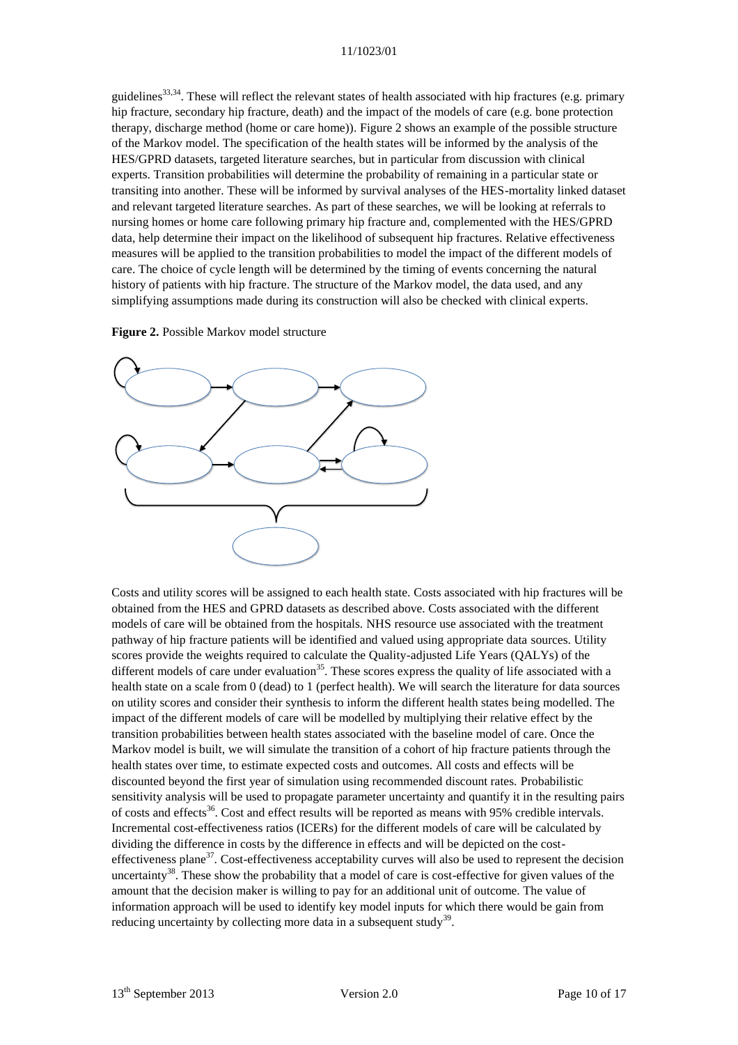guidelines[33,34]. These will reflect the relevant states of health associated with hip fractures (e.g. primary hip fracture, secondary hip fracture, death) and the impact of the models of care (e.g. bone protection therapy, discharge method (home or care home)). Figure 2 shows an example of the possible structure of the Markov model. The specification of the health states will be informed by the analysis of the HES/GPRD datasets, targeted literature searches, but in particular from discussion with clinical experts. Transition probabilities will determine the probability of remaining in a particular state or transiting into another. These will be informed by survival analyses of the HES-mortality linked dataset and relevant targeted literature searches. As part of these searches, we will be looking at referrals to nursing homes or home care following primary hip fracture and, complemented with the HES/GPRD data, help determine their impact on the likelihood of subsequent hip fractures. Relative effectiveness measures will be applied to the transition probabilities to model the impact of the different models of care. The choice of cycle length will be determined by the timing of events concerning the natural history of patients with hip fracture. The structure of the Markov model, the data used, and any simplifying assumptions made during its construction will also be checked with clinical experts.

**Figure 2.** Possible Markov model structure

Costs and utility scores will be assigned to each health state. Costs associated with hip fractures will be obtained from the HES and GPRD datasets as described above. Costs associated with the different models of care will be obtained from the hospitals. NHS resource use associated with the treatment pathway of hip fracture patients will be identified and valued using appropriate data sources. Utility scores provide the weights required to calculate the Quality-adjusted Life Years (QALYs) of the different models of care under evaluation[35]. These scores express the quality of life associated with a health state on a scale from 0 (dead) to 1 (perfect health). We will search the literature for data sources on utility scores and consider their synthesis to inform the different health states being modelled. The impact of the different models of care will be modelled by multiplying their relative effect by the transition probabilities between health states associated with the baseline model of care. Once the Markov model is built, we will simulate the transition of a cohort of hip fracture patients through the health states over time, to estimate expected costs and outcomes. All costs and effects will be discounted beyond the first year of simulation using recommended discount rates. Probabilistic sensitivity analysis will be used to propagate parameter uncertainty and quantify it in the resulting pairs of costs and effects[36]. Cost and effect results will be reported as means with 95% credible intervals. Incremental cost-effectiveness ratios (ICERs) for the different models of care will be calculated by dividing the difference in costs by the difference in effects and will be depicted on the cost-effectiveness plane[37]. Cost-effectiveness acceptability curves will also be used to represent the decision uncertainty[38]. These show the probability that a model of care is cost-effective for given values of the amount that the decision maker is willing to pay for an additional unit of outcome. The value of information approach will be used to identify key model inputs for which there would be gain from reducing uncertainty by collecting more data in a subsequent study[39].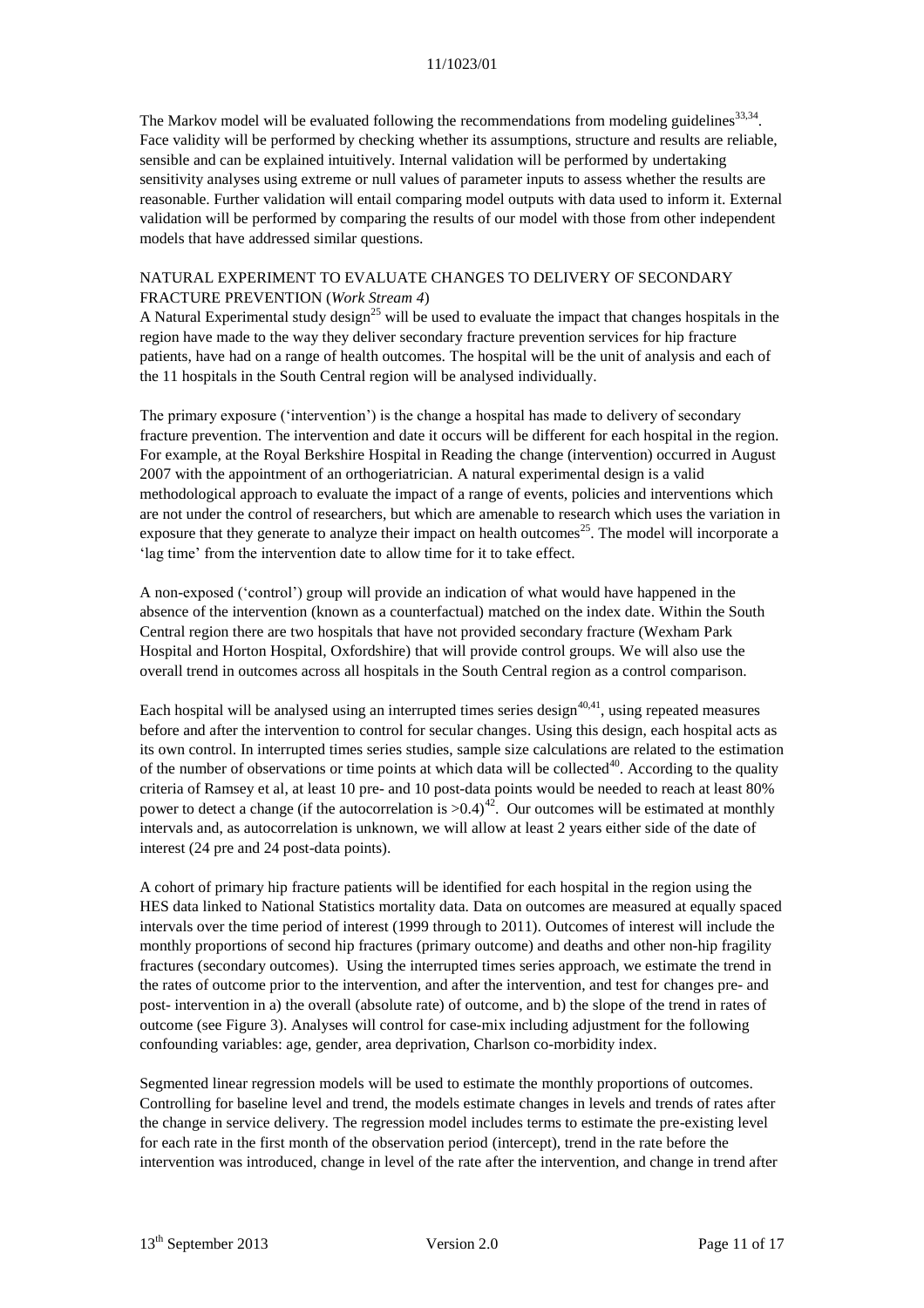The Markov model will be evaluated following the recommendations from modeling guidelines[33,34]. Face validity will be performed by checking whether its assumptions, structure and results are reliable, sensible and can be explained intuitively. Internal validation will be performed by undertaking sensitivity analyses using extreme or null values of parameter inputs to assess whether the results are reasonable. Further validation will entail comparing model outputs with data used to inform it. External validation will be performed by comparing the results of our model with those from other independent models that have addressed similar questions.

## NATURAL EXPERIMENT TO EVALUATE CHANGES TO DELIVERY OF SECONDARY FRACTURE PREVENTION (*Work Stream 4*)

A Natural Experimental study design[25] will be used to evaluate the impact that changes hospitals in the region have made to the way they deliver secondary fracture prevention services for hip fracture patients, have had on a range of health outcomes. The hospital will be the unit of analysis and each of the 11 hospitals in the South Central region will be analysed individually.

The primary exposure ('intervention') is the change a hospital has made to delivery of secondary fracture prevention. The intervention and date it occurs will be different for each hospital in the region. For example, at the Royal Berkshire Hospital in Reading the change (intervention) occurred in August 2007 with the appointment of an orthogeriatrician. A natural experimental design is a valid methodological approach to evaluate the impact of a range of events, policies and interventions which are not under the control of researchers, but which are amenable to research which uses the variation in exposure that they generate to analyze their impact on health outcomes[25]. The model will incorporate a 'lag time' from the intervention date to allow time for it to take effect.

A non-exposed ('control') group will provide an indication of what would have happened in the absence of the intervention (known as a counterfactual) matched on the index date. Within the South Central region there are two hospitals that have not provided secondary fracture (Wexham Park Hospital and Horton Hospital, Oxfordshire) that will provide control groups. We will also use the overall trend in outcomes across all hospitals in the South Central region as a control comparison.

Each hospital will be analysed using an interrupted times series design[40,41], using repeated measures before and after the intervention to control for secular changes. Using this design, each hospital acts as its own control. In interrupted times series studies, sample size calculations are related to the estimation of the number of observations or time points at which data will be collected[40]. According to the quality criteria of Ramsey et al, at least 10 pre- and 10 post-data points would be needed to reach at least 80% power to detect a change (if the autocorrelation is >0.4)[42]. Our outcomes will be estimated at monthly intervals and, as autocorrelation is unknown, we will allow at least 2 years either side of the date of interest (24 pre and 24 post-data points).

A cohort of primary hip fracture patients will be identified for each hospital in the region using the HES data linked to National Statistics mortality data. Data on outcomes are measured at equally spaced intervals over the time period of interest (1999 through to 2011). Outcomes of interest will include the monthly proportions of second hip fractures (primary outcome) and deaths and other non-hip fragility fractures (secondary outcomes). Using the interrupted times series approach, we estimate the trend in the rates of outcome prior to the intervention, and after the intervention, and test for changes pre- and post- intervention in a) the overall (absolute rate) of outcome, and b) the slope of the trend in rates of outcome (see Figure 3). Analyses will control for case-mix including adjustment for the following confounding variables: age, gender, area deprivation, Charlson co-morbidity index.

Segmented linear regression models will be used to estimate the monthly proportions of outcomes. Controlling for baseline level and trend, the models estimate changes in levels and trends of rates after the change in service delivery. The regression model includes terms to estimate the pre-existing level for each rate in the first month of the observation period (intercept), trend in the rate before the intervention was introduced, change in level of the rate after the intervention, and change in trend after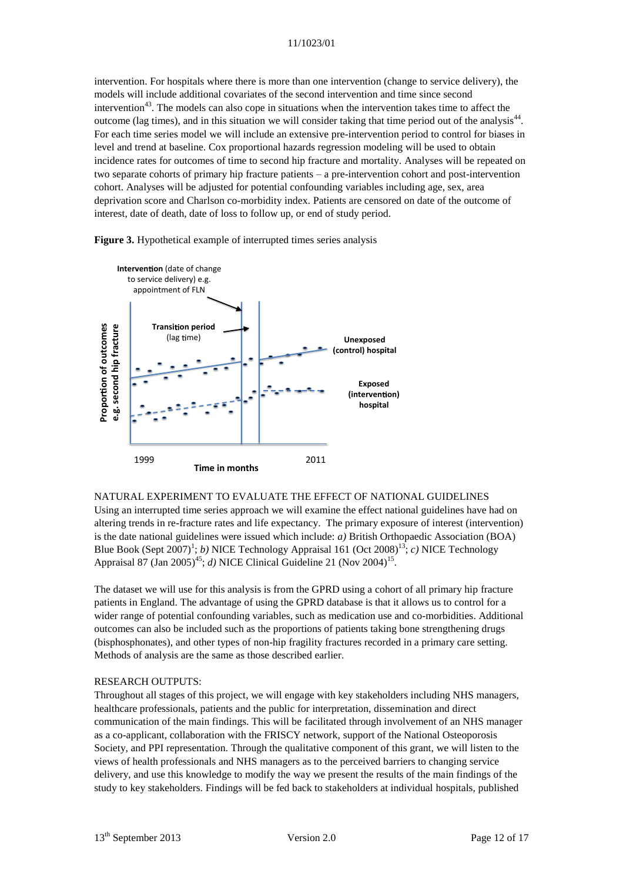intervention. For hospitals where there is more than one intervention (change to service delivery), the models will include additional covariates of the second intervention and time since second intervention[43]. The models can also cope in situations when the intervention takes time to affect the outcome (lag times), and in this situation we will consider taking that time period out of the analysis[44]. For each time series model we will include an extensive pre-intervention period to control for biases in level and trend at baseline. Cox proportional hazards regression modeling will be used to obtain incidence rates for outcomes of time to second hip fracture and mortality. Analyses will be repeated on two separate cohorts of primary hip fracture patients – a pre-intervention cohort and post-intervention cohort. Analyses will be adjusted for potential confounding variables including age, sex, area deprivation score and Charlson co-morbidity index. Patients are censored on date of the outcome of interest, date of death, date of loss to follow up, or end of study period.

**Figure 3.** Hypothetical example of interrupted times series analysis

NATURAL EXPERIMENT TO EVALUATE THE EFFECT OF NATIONAL GUIDELINES

Using an interrupted time series approach we will examine the effect national guidelines have had on altering trends in re-fracture rates and life expectancy. The primary exposure of interest (intervention) is the date national guidelines were issued which include: *a)* British Orthopaedic Association (BOA) Blue Book (Sept 2007)[1]; *b)* NICE Technology Appraisal 161 (Oct 2008)[13]; *c)* NICE Technology Appraisal 87 (Jan 2005)[45]; *d)* NICE Clinical Guideline 21 (Nov 2004)[15].

The dataset we will use for this analysis is from the GPRD using a cohort of all primary hip fracture patients in England. The advantage of using the GPRD database is that it allows us to control for a wider range of potential confounding variables, such as medication use and co-morbidities. Additional outcomes can also be included such as the proportions of patients taking bone strengthening drugs (bisphosphonates), and other types of non-hip fragility fractures recorded in a primary care setting. Methods of analysis are the same as those described earlier.

RESEARCH OUTPUTS:

Throughout all stages of this project, we will engage with key stakeholders including NHS managers, healthcare professionals, patients and the public for interpretation, dissemination and direct communication of the main findings. This will be facilitated through involvement of an NHS manager as a co-applicant, collaboration with the FRISCY network, support of the National Osteoporosis Society, and PPI representation. Through the qualitative component of this grant, we will listen to the views of health professionals and NHS managers as to the perceived barriers to changing service delivery, and use this knowledge to modify the way we present the results of the main findings of the study to key stakeholders. Findings will be fed back to stakeholders at individual hospitals, published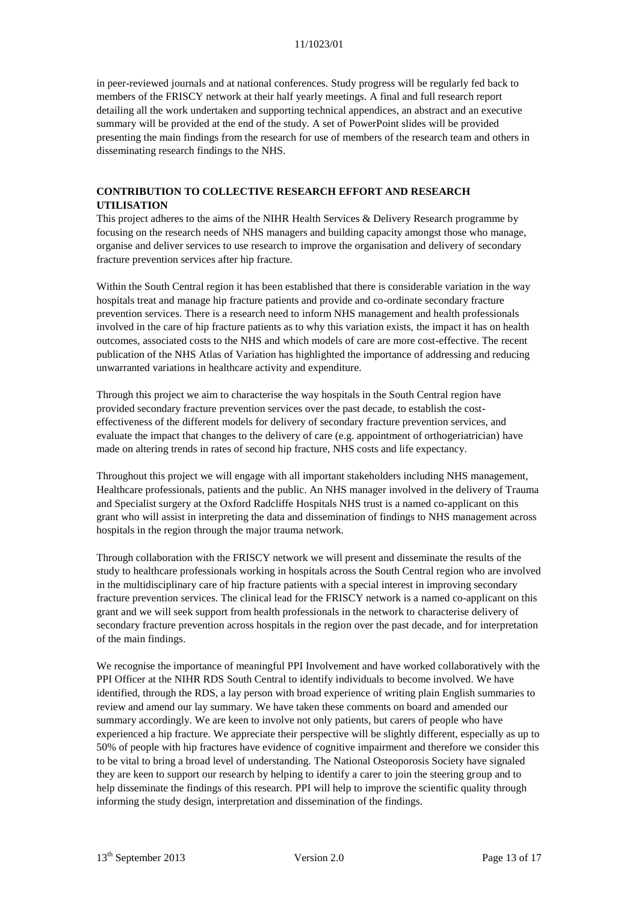in peer-reviewed journals and at national conferences. Study progress will be regularly fed back to members of the FRISCY network at their half yearly meetings. A final and full research report detailing all the work undertaken and supporting technical appendices, an abstract and an executive summary will be provided at the end of the study. A set of PowerPoint slides will be provided presenting the main findings from the research for use of members of the research team and others in disseminating research findings to the NHS.

## CONTRIBUTION TO COLLECTIVE RESEARCH EFFORT AND RESEARCH UTILISATION

This project adheres to the aims of the NIHR Health Services & Delivery Research programme by focusing on the research needs of NHS managers and building capacity amongst those who manage, organise and deliver services to use research to improve the organisation and delivery of secondary fracture prevention services after hip fracture.

Within the South Central region it has been established that there is considerable variation in the way hospitals treat and manage hip fracture patients and provide and co-ordinate secondary fracture prevention services. There is a research need to inform NHS management and health professionals involved in the care of hip fracture patients as to why this variation exists, the impact it has on health outcomes, associated costs to the NHS and which models of care are more cost-effective. The recent publication of the NHS Atlas of Variation has highlighted the importance of addressing and reducing unwarranted variations in healthcare activity and expenditure.

Through this project we aim to characterise the way hospitals in the South Central region have provided secondary fracture prevention services over the past decade, to establish the cost-effectiveness of the different models for delivery of secondary fracture prevention services, and evaluate the impact that changes to the delivery of care (e.g. appointment of orthogeriatrician) have made on altering trends in rates of second hip fracture, NHS costs and life expectancy.

Throughout this project we will engage with all important stakeholders including NHS management, Healthcare professionals, patients and the public. An NHS manager involved in the delivery of Trauma and Specialist surgery at the Oxford Radcliffe Hospitals NHS trust is a named co-applicant on this grant who will assist in interpreting the data and dissemination of findings to NHS management across hospitals in the region through the major trauma network.

Through collaboration with the FRISCY network we will present and disseminate the results of the study to healthcare professionals working in hospitals across the South Central region who are involved in the multidisciplinary care of hip fracture patients with a special interest in improving secondary fracture prevention services. The clinical lead for the FRISCY network is a named co-applicant on this grant and we will seek support from health professionals in the network to characterise delivery of secondary fracture prevention across hospitals in the region over the past decade, and for interpretation of the main findings.

We recognise the importance of meaningful PPI Involvement and have worked collaboratively with the PPI Officer at the NIHR RDS South Central to identify individuals to become involved. We have identified, through the RDS, a lay person with broad experience of writing plain English summaries to review and amend our lay summary. We have taken these comments on board and amended our summary accordingly. We are keen to involve not only patients, but carers of people who have experienced a hip fracture. We appreciate their perspective will be slightly different, especially as up to 50% of people with hip fractures have evidence of cognitive impairment and therefore we consider this to be vital to bring a broad level of understanding. The National Osteoporosis Society have signaled they are keen to support our research by helping to identify a carer to join the steering group and to help disseminate the findings of this research. PPI will help to improve the scientific quality through informing the study design, interpretation and dissemination of the findings.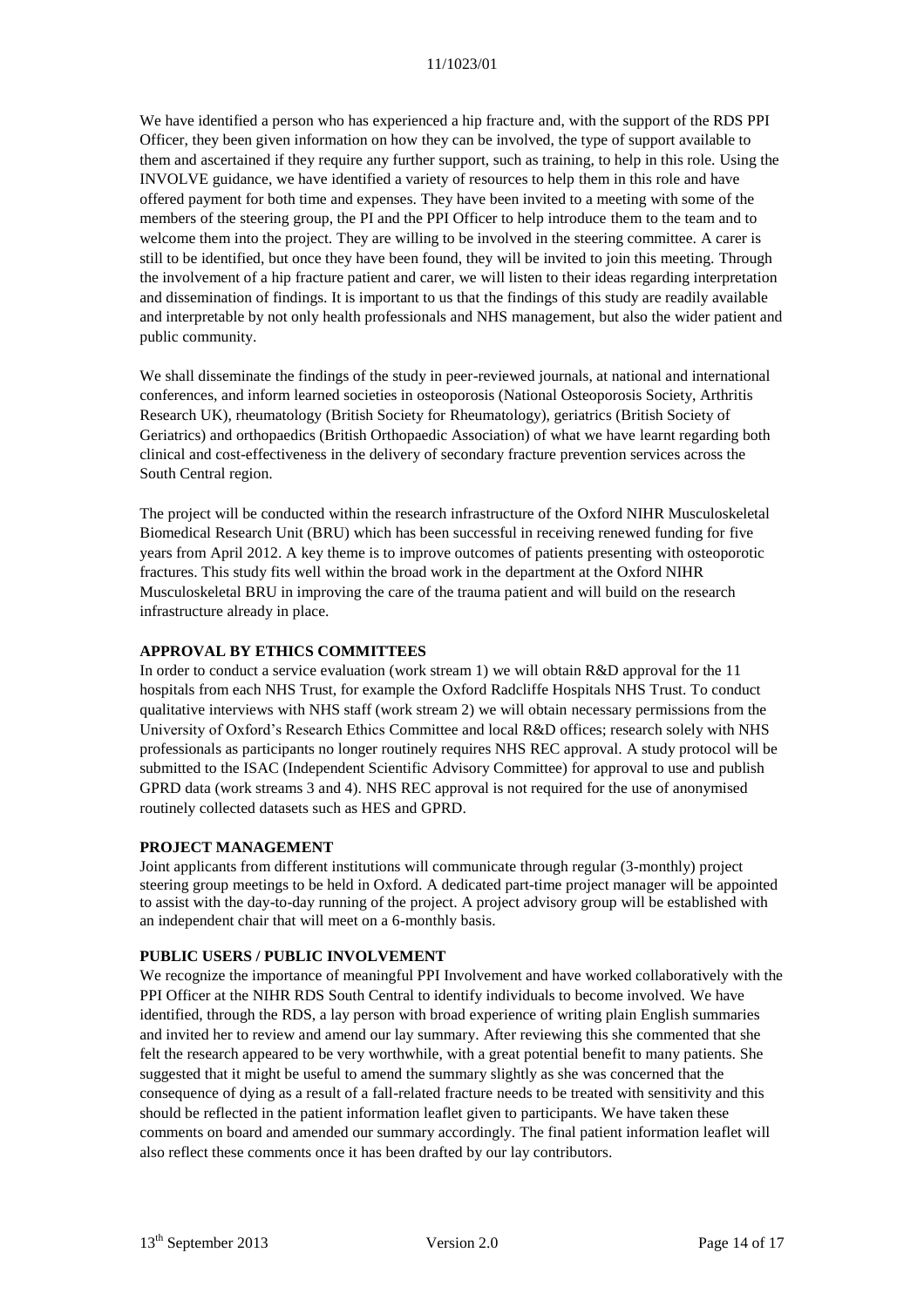We have identified a person who has experienced a hip fracture and, with the support of the RDS PPI Officer, they been given information on how they can be involved, the type of support available to them and ascertained if they require any further support, such as training, to help in this role. Using the INVOLVE guidance, we have identified a variety of resources to help them in this role and have offered payment for both time and expenses. They have been invited to a meeting with some of the members of the steering group, the PI and the PPI Officer to help introduce them to the team and to welcome them into the project. They are willing to be involved in the steering committee. A carer is still to be identified, but once they have been found, they will be invited to join this meeting. Through the involvement of a hip fracture patient and carer, we will listen to their ideas regarding interpretation and dissemination of findings. It is important to us that the findings of this study are readily available and interpretable by not only health professionals and NHS management, but also the wider patient and public community.

We shall disseminate the findings of the study in peer-reviewed journals, at national and international conferences, and inform learned societies in osteoporosis (National Osteoporosis Society, Arthritis Research UK), rheumatology (British Society for Rheumatology), geriatrics (British Society of Geriatrics) and orthopaedics (British Orthopaedic Association) of what we have learnt regarding both clinical and cost-effectiveness in the delivery of secondary fracture prevention services across the South Central region.

The project will be conducted within the research infrastructure of the Oxford NIHR Musculoskeletal Biomedical Research Unit (BRU) which has been successful in receiving renewed funding for five years from April 2012. A key theme is to improve outcomes of patients presenting with osteoporotic fractures. This study fits well within the broad work in the department at the Oxford NIHR Musculoskeletal BRU in improving the care of the trauma patient and will build on the research infrastructure already in place.

## APPROVAL BY ETHICS COMMITTEES

In order to conduct a service evaluation (work stream 1) we will obtain R&D approval for the 11 hospitals from each NHS Trust, for example the Oxford Radcliffe Hospitals NHS Trust. To conduct qualitative interviews with NHS staff (work stream 2) we will obtain necessary permissions from the University of Oxford's Research Ethics Committee and local R&D offices; research solely with NHS professionals as participants no longer routinely requires NHS REC approval. A study protocol will be submitted to the ISAC (Independent Scientific Advisory Committee) for approval to use and publish GPRD data (work streams 3 and 4). NHS REC approval is not required for the use of anonymised routinely collected datasets such as HES and GPRD.

## PROJECT MANAGEMENT

Joint applicants from different institutions will communicate through regular (3-monthly) project steering group meetings to be held in Oxford. A dedicated part-time project manager will be appointed to assist with the day-to-day running of the project. A project advisory group will be established with an independent chair that will meet on a 6-monthly basis.

## PUBLIC USERS / PUBLIC INVOLVEMENT

We recognize the importance of meaningful PPI Involvement and have worked collaboratively with the PPI Officer at the NIHR RDS South Central to identify individuals to become involved. We have identified, through the RDS, a lay person with broad experience of writing plain English summaries and invited her to review and amend our lay summary. After reviewing this she commented that she felt the research appeared to be very worthwhile, with a great potential benefit to many patients. She suggested that it might be useful to amend the summary slightly as she was concerned that the consequence of dying as a result of a fall-related fracture needs to be treated with sensitivity and this should be reflected in the patient information leaflet given to participants. We have taken these comments on board and amended our summary accordingly. The final patient information leaflet will also reflect these comments once it has been drafted by our lay contributors.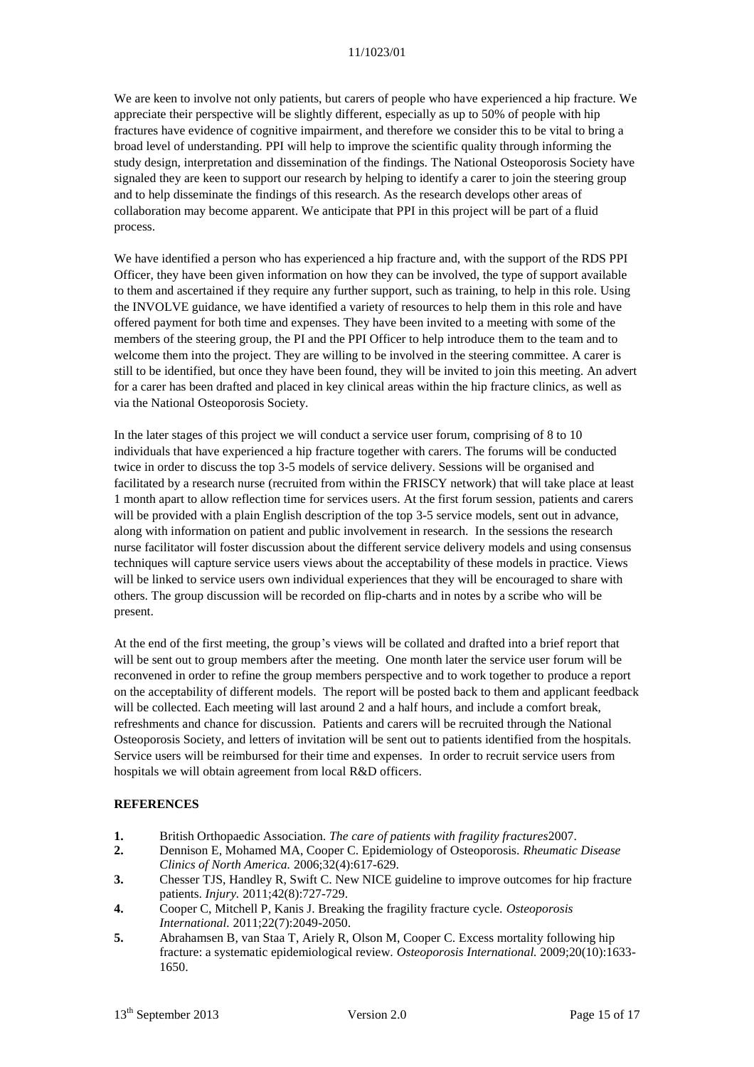We are keen to involve not only patients, but carers of people who have experienced a hip fracture. We appreciate their perspective will be slightly different, especially as up to 50% of people with hip fractures have evidence of cognitive impairment, and therefore we consider this to be vital to bring a broad level of understanding. PPI will help to improve the scientific quality through informing the study design, interpretation and dissemination of the findings. The National Osteoporosis Society have signaled they are keen to support our research by helping to identify a carer to join the steering group and to help disseminate the findings of this research. As the research develops other areas of collaboration may become apparent. We anticipate that PPI in this project will be part of a fluid process.

We have identified a person who has experienced a hip fracture and, with the support of the RDS PPI Officer, they have been given information on how they can be involved, the type of support available to them and ascertained if they require any further support, such as training, to help in this role. Using the INVOLVE guidance, we have identified a variety of resources to help them in this role and have offered payment for both time and expenses. They have been invited to a meeting with some of the members of the steering group, the PI and the PPI Officer to help introduce them to the team and to welcome them into the project. They are willing to be involved in the steering committee. A carer is still to be identified, but once they have been found, they will be invited to join this meeting. An advert for a carer has been drafted and placed in key clinical areas within the hip fracture clinics, as well as via the National Osteoporosis Society.

In the later stages of this project we will conduct a service user forum, comprising of 8 to 10 individuals that have experienced a hip fracture together with carers. The forums will be conducted twice in order to discuss the top 3-5 models of service delivery. Sessions will be organised and facilitated by a research nurse (recruited from within the FRISCY network) that will take place at least 1 month apart to allow reflection time for services users. At the first forum session, patients and carers will be provided with a plain English description of the top 3-5 service models, sent out in advance, along with information on patient and public involvement in research. In the sessions the research nurse facilitator will foster discussion about the different service delivery models and using consensus techniques will capture service users views about the acceptability of these models in practice. Views will be linked to service users own individual experiences that they will be encouraged to share with others. The group discussion will be recorded on flip-charts and in notes by a scribe who will be present.

At the end of the first meeting, the group's views will be collated and drafted into a brief report that will be sent out to group members after the meeting. One month later the service user forum will be reconvened in order to refine the group members perspective and to work together to produce a report on the acceptability of different models. The report will be posted back to them and applicant feedback will be collected. Each meeting will last around 2 and a half hours, and include a comfort break, refreshments and chance for discussion. Patients and carers will be recruited through the National Osteoporosis Society, and letters of invitation will be sent out to patients identified from the hospitals. Service users will be reimbursed for their time and expenses. In order to recruit service users from hospitals we will obtain agreement from local R&D officers.

## REFERENCES

1. British Orthopaedic Association. *The care of patients with fragility fractures*2007.
2. Dennison E, Mohamed MA, Cooper C. Epidemiology of Osteoporosis. *Rheumatic Disease Clinics of North America.* 2006;32(4):617-629.
3. Chesser TJS, Handley R, Swift C. New NICE guideline to improve outcomes for hip fracture patients. *Injury.* 2011;42(8):727-729.
4. Cooper C, Mitchell P, Kanis J. Breaking the fragility fracture cycle. *Osteoporosis International.* 2011;22(7):2049-2050.
5. Abrahamsen B, van Staa T, Ariely R, Olson M, Cooper C. Excess mortality following hip fracture: a systematic epidemiological review. *Osteoporosis International.* 2009;20(10):1633-1650.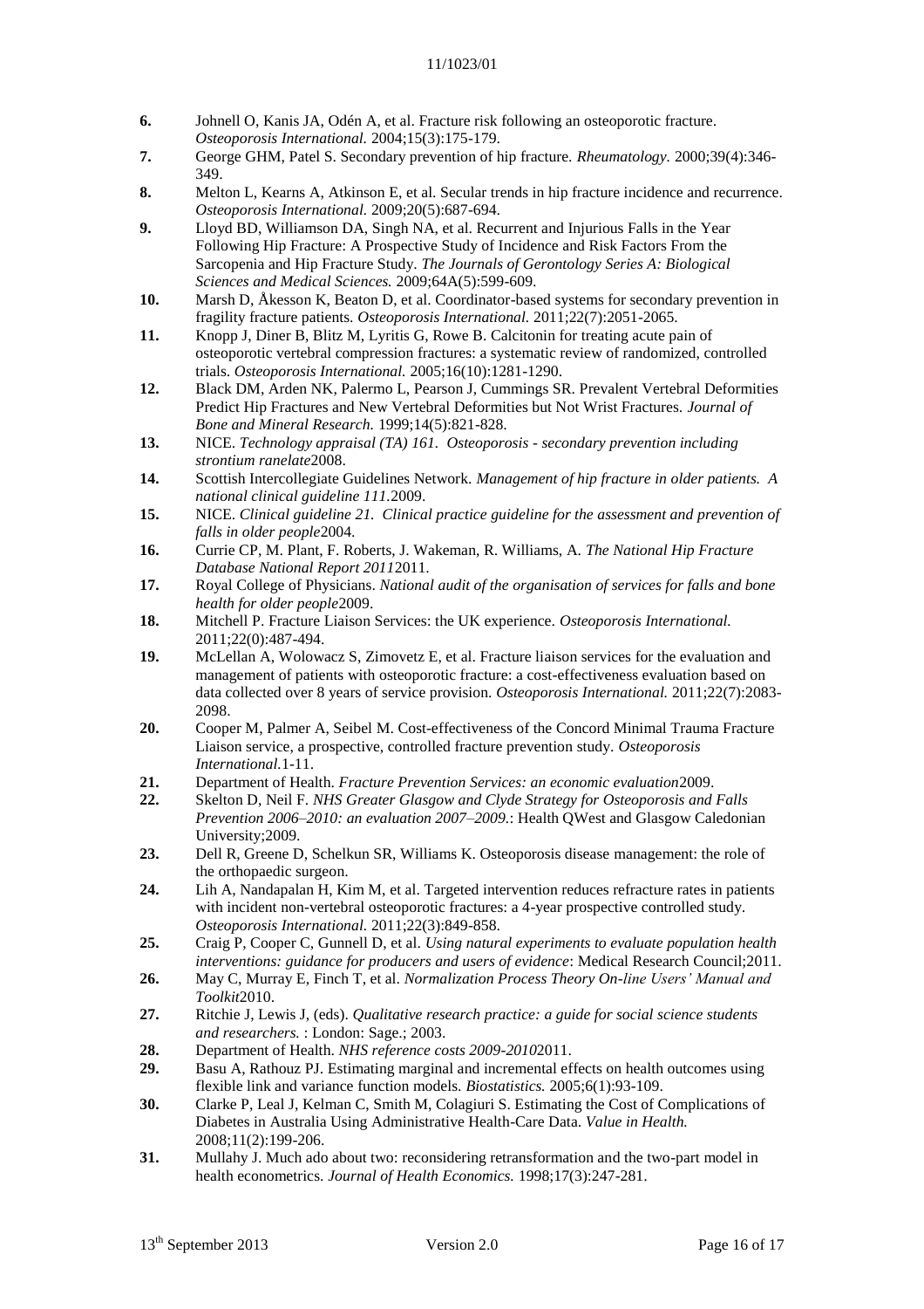6. Johnell O, Kanis JA, Odén A, et al. Fracture risk following an osteoporotic fracture. *Osteoporosis International.* 2004;15(3):175-179.
7. George GHM, Patel S. Secondary prevention of hip fracture. *Rheumatology.* 2000;39(4):346-349.
8. Melton L, Kearns A, Atkinson E, et al. Secular trends in hip fracture incidence and recurrence. *Osteoporosis International.* 2009;20(5):687-694.
9. Lloyd BD, Williamson DA, Singh NA, et al. Recurrent and Injurious Falls in the Year Following Hip Fracture: A Prospective Study of Incidence and Risk Factors From the Sarcopenia and Hip Fracture Study. *The Journals of Gerontology Series A: Biological Sciences and Medical Sciences.* 2009;64A(5):599-609.
10. Marsh D, Åkesson K, Beaton D, et al. Coordinator-based systems for secondary prevention in fragility fracture patients. *Osteoporosis International.* 2011;22(7):2051-2065.
11. Knopp J, Diner B, Blitz M, Lyritis G, Rowe B. Calcitonin for treating acute pain of osteoporotic vertebral compression fractures: a systematic review of randomized, controlled trials. *Osteoporosis International.* 2005;16(10):1281-1290.
12. Black DM, Arden NK, Palermo L, Pearson J, Cummings SR. Prevalent Vertebral Deformities Predict Hip Fractures and New Vertebral Deformities but Not Wrist Fractures. *Journal of Bone and Mineral Research.* 1999;14(5):821-828.
13. NICE. *Technology appraisal (TA) 161. Osteoporosis - secondary prevention including strontium ranelate*2008.
14. Scottish Intercollegiate Guidelines Network. *Management of hip fracture in older patients. A national clinical guideline 111*.2009.
15. NICE. *Clinical guideline 21. Clinical practice guideline for the assessment and prevention of falls in older people*2004.
16. Currie CP, M. Plant, F. Roberts, J. Wakeman, R. Williams, A. *The National Hip Fracture Database National Report 2011*2011.
17. Royal College of Physicians. *National audit of the organisation of services for falls and bone health for older people*2009.
18. Mitchell P. Fracture Liaison Services: the UK experience. *Osteoporosis International.* 2011;22(0):487-494.
19. McLellan A, Wolowacz S, Zimovetz E, et al. Fracture liaison services for the evaluation and management of patients with osteoporotic fracture: a cost-effectiveness evaluation based on data collected over 8 years of service provision. *Osteoporosis International.* 2011;22(7):2083-2098.
20. Cooper M, Palmer A, Seibel M. Cost-effectiveness of the Concord Minimal Trauma Fracture Liaison service, a prospective, controlled fracture prevention study. *Osteoporosis International.*1-11.
21. Department of Health. *Fracture Prevention Services: an economic evaluation*2009.
22. Skelton D, Neil F. *NHS Greater Glasgow and Clyde Strategy for Osteoporosis and Falls Prevention 2006–2010: an evaluation 2007–2009.*: Health QWest and Glasgow Caledonian University;2009.
23. Dell R, Greene D, Schelkun SR, Williams K. Osteoporosis disease management: the role of the orthopaedic surgeon.
24. Lih A, Nandapalan H, Kim M, et al. Targeted intervention reduces refracture rates in patients with incident non-vertebral osteoporotic fractures: a 4-year prospective controlled study. *Osteoporosis International.* 2011;22(3):849-858.
25. Craig P, Cooper C, Gunnell D, et al. *Using natural experiments to evaluate population health interventions: guidance for producers and users of evidence*: Medical Research Council;2011.
26. May C, Murray E, Finch T, et al. *Normalization Process Theory On-line Users' Manual and Toolkit*2010.
27. Ritchie J, Lewis J, (eds). *Qualitative research practice: a guide for social science students and researchers.* : London: Sage.; 2003.
28. Department of Health. *NHS reference costs 2009-2010*2011.
29. Basu A, Rathouz PJ. Estimating marginal and incremental effects on health outcomes using flexible link and variance function models. *Biostatistics.* 2005;6(1):93-109.
30. Clarke P, Leal J, Kelman C, Smith M, Colagiuri S. Estimating the Cost of Complications of Diabetes in Australia Using Administrative Health-Care Data. *Value in Health.* 2008;11(2):199-206.
31. Mullahy J. Much ado about two: reconsidering retransformation and the two-part model in health econometrics. *Journal of Health Economics.* 1998;17(3):247-281.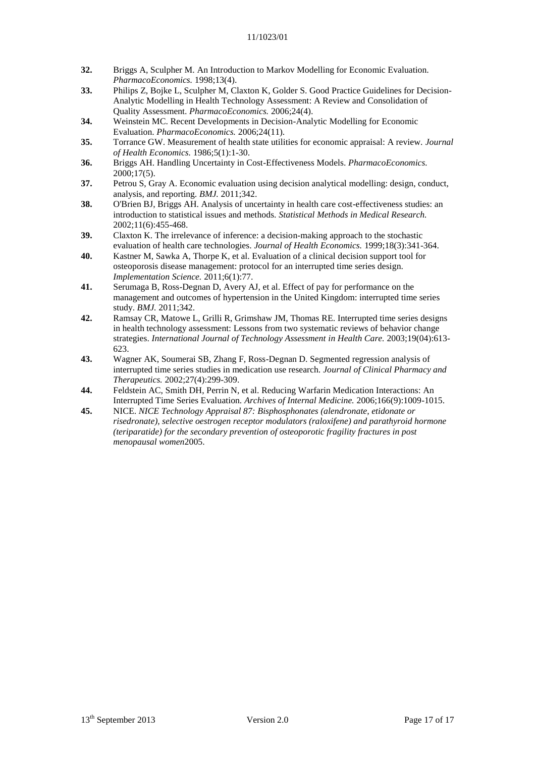**32.** Briggs A, Sculpher M. An Introduction to Markov Modelling for Economic Evaluation. *PharmacoEconomics.* 1998;13(4).

**33.** Philips Z, Bojke L, Sculpher M, Claxton K, Golder S. Good Practice Guidelines for Decision-Analytic Modelling in Health Technology Assessment: A Review and Consolidation of Quality Assessment. *PharmacoEconomics.* 2006;24(4).

**34.** Weinstein MC. Recent Developments in Decision-Analytic Modelling for Economic Evaluation. *PharmacoEconomics.* 2006;24(11).

**35.** Torrance GW. Measurement of health state utilities for economic appraisal: A review. *Journal of Health Economics.* 1986;5(1):1-30.

**36.** Briggs AH. Handling Uncertainty in Cost-Effectiveness Models. *PharmacoEconomics.* 2000;17(5).

**37.** Petrou S, Gray A. Economic evaluation using decision analytical modelling: design, conduct, analysis, and reporting. *BMJ.* 2011;342.

**38.** O'Brien BJ, Briggs AH. Analysis of uncertainty in health care cost-effectiveness studies: an introduction to statistical issues and methods. *Statistical Methods in Medical Research.* 2002;11(6):455-468.

**39.** Claxton K. The irrelevance of inference: a decision-making approach to the stochastic evaluation of health care technologies. *Journal of Health Economics.* 1999;18(3):341-364.

**40.** Kastner M, Sawka A, Thorpe K, et al. Evaluation of a clinical decision support tool for osteoporosis disease management: protocol for an interrupted time series design. *Implementation Science.* 2011;6(1):77.

**41.** Serumaga B, Ross-Degnan D, Avery AJ, et al. Effect of pay for performance on the management and outcomes of hypertension in the United Kingdom: interrupted time series study. *BMJ.* 2011;342.

**42.** Ramsay CR, Matowe L, Grilli R, Grimshaw JM, Thomas RE. Interrupted time series designs in health technology assessment: Lessons from two systematic reviews of behavior change strategies. *International Journal of Technology Assessment in Health Care.* 2003;19(04):613-623.

**43.** Wagner AK, Soumerai SB, Zhang F, Ross-Degnan D. Segmented regression analysis of interrupted time series studies in medication use research. *Journal of Clinical Pharmacy and Therapeutics.* 2002;27(4):299-309.

**44.** Feldstein AC, Smith DH, Perrin N, et al. Reducing Warfarin Medication Interactions: An Interrupted Time Series Evaluation. *Archives of Internal Medicine.* 2006;166(9):1009-1015.

**45.** NICE. *NICE Technology Appraisal 87: Bisphosphonates (alendronate, etidonate or risedronate), selective oestrogen receptor modulators (raloxifene) and parathyroid hormone (teriparatide) for the secondary prevention of osteoporotic fragility fractures in post menopausal women*2005.